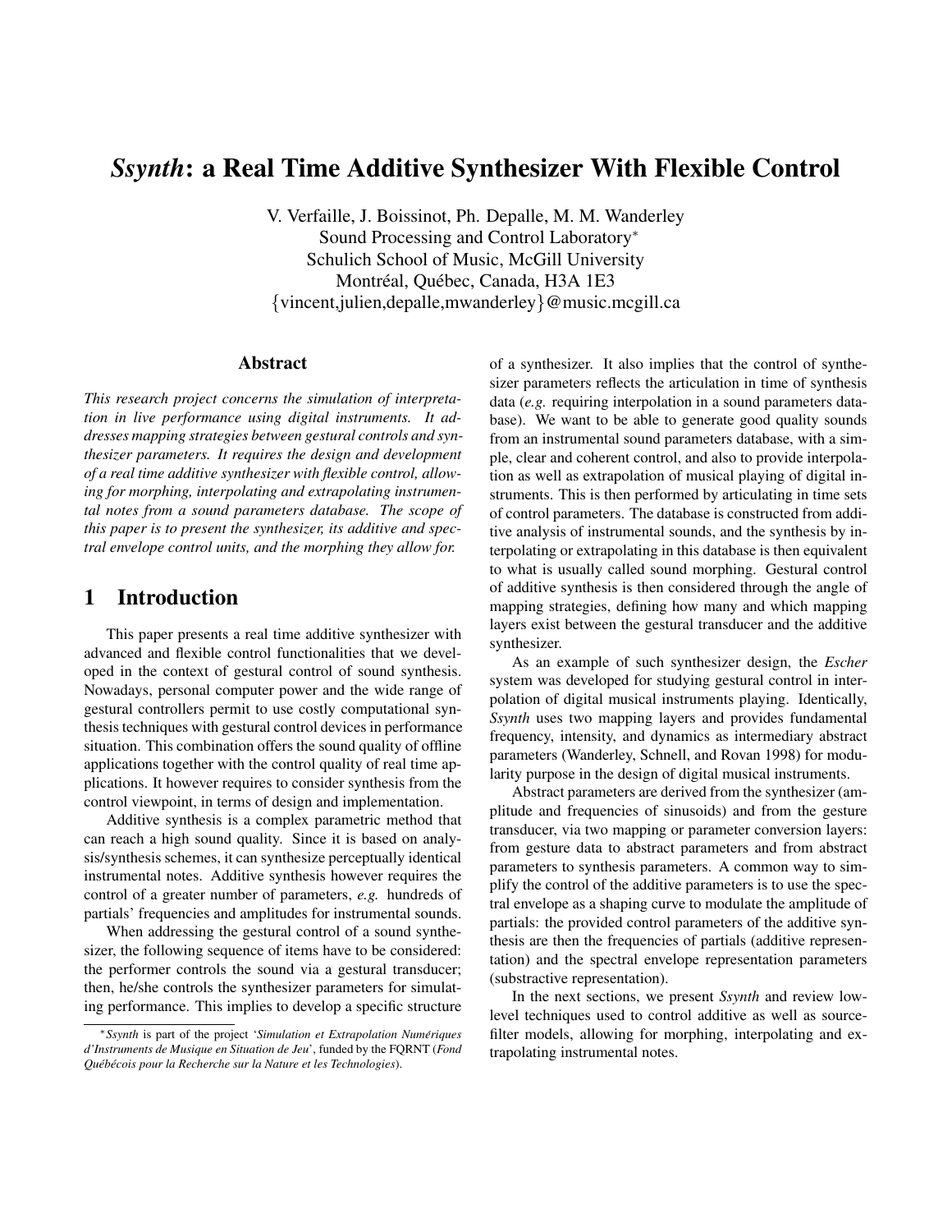# *Ssynth*: a Real Time Additive Synthesizer With Flexible Control

V. Verfaille, J. Boissinot, Ph. Depalle, M. M. Wanderley
Sound Processing and Control Laboratory*
Schulich School of Music, McGill University
Montréal, Québec, Canada, H3A 1E3
{vincent,julien,depalle,mwanderley}@music.mcgill.ca

## Abstract

*This research project concerns the simulation of interpretation in live performance using digital instruments. It addresses mapping strategies between gestural controls and synthesizer parameters. It requires the design and development of a real time additive synthesizer with flexible control, allowing for morphing, interpolating and extrapolating instrumental notes from a sound parameters database. The scope of this paper is to present the synthesizer, its additive and spectral envelope control units, and the morphing they allow for.*

## 1 Introduction

This paper presents a real time additive synthesizer with advanced and flexible control functionalities that we developed in the context of gestural control of sound synthesis. Nowadays, personal computer power and the wide range of gestural controllers permit to use costly computational synthesis techniques with gestural control devices in performance situation. This combination offers the sound quality of offline applications together with the control quality of real time applications. It however requires to consider synthesis from the control viewpoint, in terms of design and implementation.

Additive synthesis is a complex parametric method that can reach a high sound quality. Since it is based on analysis/synthesis schemes, it can synthesize perceptually identical instrumental notes. Additive synthesis however requires the control of a greater number of parameters, *e.g.* hundreds of partials' frequencies and amplitudes for instrumental sounds.

When addressing the gestural control of a sound synthesizer, the following sequence of items have to be considered: the performer controls the sound via a gestural transducer; then, he/she controls the synthesizer parameters for simulating performance. This implies to develop a specific structure of a synthesizer. It also implies that the control of synthesizer parameters reflects the articulation in time of synthesis data (*e.g.* requiring interpolation in a sound parameters database). We want to be able to generate good quality sounds from an instrumental sound parameters database, with a simple, clear and coherent control, and also to provide interpolation as well as extrapolation of musical playing of digital instruments. This is then performed by articulating in time sets of control parameters. The database is constructed from additive analysis of instrumental sounds, and the synthesis by interpolating or extrapolating in this database is then equivalent to what is usually called sound morphing. Gestural control of additive synthesis is then considered through the angle of mapping strategies, defining how many and which mapping layers exist between the gestural transducer and the additive synthesizer.

As an example of such synthesizer design, the *Escher* system was developed for studying gestural control in interpolation of digital musical instruments playing. Identically, *Ssynth* uses two mapping layers and provides fundamental frequency, intensity, and dynamics as intermediary abstract parameters (Wanderley, Schnell, and Rovan 1998) for modularity purpose in the design of digital musical instruments.

Abstract parameters are derived from the synthesizer (amplitude and frequencies of sinusoids) and from the gesture transducer, via two mapping or parameter conversion layers: from gesture data to abstract parameters and from abstract parameters to synthesis parameters. A common way to simplify the control of the additive parameters is to use the spectral envelope as a shaping curve to modulate the amplitude of partials: the provided control parameters of the additive synthesis are then the frequencies of partials (additive representation) and the spectral envelope representation parameters (substractive representation).

In the next sections, we present *Ssynth* and review low-level techniques used to control additive as well as source-filter models, allowing for morphing, interpolating and extrapolating instrumental notes.

---

\* *Ssynth* is part of the project '*Simulation et Extrapolation Numériques d'Instruments de Musique en Situation de Jeu*', funded by the FQRNT (*Fond Québécois pour la Recherche sur la Nature et les Technologies*).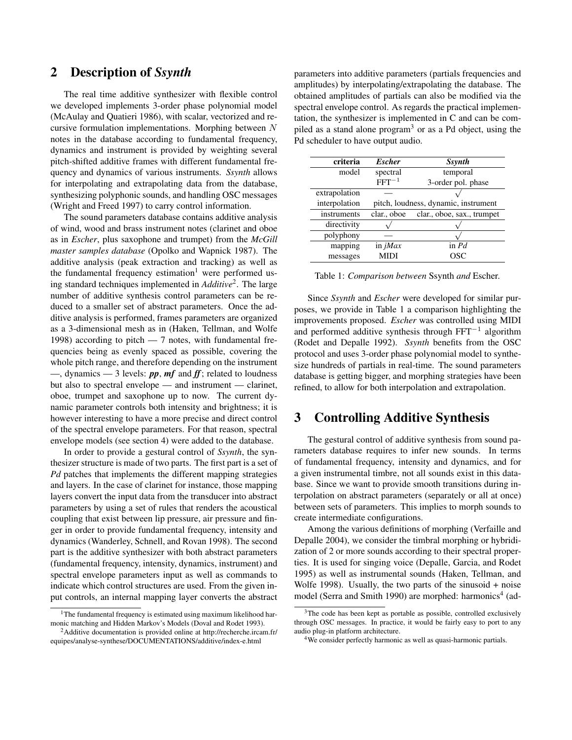## 2 Description of *Ssynth*

The real time additive synthesizer with flexible control we developed implements 3-order phase polynomial model (McAulay and Quatieri 1986), with scalar, vectorized and recursive formulation implementations. Morphing between $N$ notes in the database according to fundamental frequency, dynamics and instrument is provided by weighting several pitch-shifted additive frames with different fundamental frequency and dynamics of various instruments. *Ssynth* allows for interpolating and extrapolating data from the database, synthesizing polyphonic sounds, and handling OSC messages (Wright and Freed 1997) to carry control information.

The sound parameters database contains additive analysis of wind, wood and brass instrument notes (clarinet and oboe as in *Escher*, plus saxophone and trumpet) from the *McGill master samples database* (Opolko and Wapnick 1987). The additive analysis (peak extraction and tracking) as well as the fundamental frequency estimation[1] were performed using standard techniques implemented in *Additive*[2]. The large number of additive synthesis control parameters can be reduced to a smaller set of abstract parameters. Once the additive analysis is performed, frames parameters are organized as a 3-dimensional mesh as in (Haken, Tellman, and Wolfe 1998) according to pitch — 7 notes, with fundamental frequencies being as evenly spaced as possible, covering the whole pitch range, and therefore depending on the instrument —, dynamics — 3 levels: ***pp***, ***mf*** and ***ff***; related to loudness but also to spectral envelope — and instrument — clarinet, oboe, trumpet and saxophone up to now. The current dynamic parameter controls both intensity and brightness; it is however interesting to have a more precise and direct control of the spectral envelope parameters. For that reason, spectral envelope models (see section 4) were added to the database.

In order to provide a gestural control of *Ssynth*, the synthesizer structure is made of two parts. The first part is a set of *Pd* patches that implements the different mapping strategies and layers. In the case of clarinet for instance, those mapping layers convert the input data from the transducer into abstract parameters by using a set of rules that renders the acoustical coupling that exist between lip pressure, air pressure and finger in order to provide fundamental frequency, intensity and dynamics (Wanderley, Schnell, and Rovan 1998). The second part is the additive synthesizer with both abstract parameters (fundamental frequency, intensity, dynamics, instrument) and spectral envelope parameters input as well as commands to indicate which control structures are used. From the given input controls, an internal mapping layer converts the abstract parameters into additive parameters (partials frequencies and amplitudes) by interpolating/extrapolating the database. The obtained amplitudes of partials can also be modified via the spectral envelope control. As regards the practical implementation, the synthesizer is implemented in C and can be compiled as a stand alone program[3] or as a Pd object, using the Pd scheduler to have output audio.

| criteria | *Escher* | *Ssynth* |
|---|---|---|
| model | spectral<br>$\text{FFT}^{-1}$ | temporal<br>3-order pol. phase |
| extrapolation | — | $\surd$ |
| interpolation | pitch, loudness, dynamic, instrument | |
| instruments | clar., oboe | clar., oboe, sax., trumpet |
| directivity | $\surd$ | $\surd$ |
| polyphony | — | $\surd$ |
| mapping<br>messages | in *jMax*<br>MIDI | in *Pd*<br>OSC |

Table 1: *Comparison between* Ssynth *and* Escher.

Since *Ssynth* and *Escher* were developed for similar purposes, we provide in Table 1 a comparison highlighting the improvements proposed. *Escher* was controlled using MIDI and performed additive synthesis through $\text{FFT}^{-1}$ algorithm (Rodet and Depalle 1992). *Ssynth* benefits from the OSC protocol and uses 3-order phase polynomial model to synthesize hundreds of partials in real-time. The sound parameters database is getting bigger, and morphing strategies have been refined, to allow for both interpolation and extrapolation.

## 3 Controlling Additive Synthesis

The gestural control of additive synthesis from sound parameters database requires to infer new sounds. In terms of fundamental frequency, intensity and dynamics, and for a given instrumental timbre, not all sounds exist in this database. Since we want to provide smooth transitions during interpolation on abstract parameters (separately or all at once) between sets of parameters. This implies to morph sounds to create intermediate configurations.

Among the various definitions of morphing (Verfaille and Depalle 2004), we consider the timbral morphing or hybridization of 2 or more sounds according to their spectral properties. It is used for singing voice (Depalle, Garcia, and Rodet 1995) as well as instrumental sounds (Haken, Tellman, and Wolfe 1998). Usually, the two parts of the sinusoid + noise model (Serra and Smith 1990) are morphed: harmonics[4] (ad-

---

[1] The fundamental frequency is estimated using maximum likelihood harmonic matching and Hidden Markov's Models (Doval and Rodet 1993).

[2] Additive documentation is provided online at http://recherche.ircam.fr/equipes/analyse-synthese/DOCUMENTATIONS/additive/index-e.html

[3] The code has been kept as portable as possible, controlled exclusively through OSC messages. In practice, it would be fairly easy to port to any audio plug-in platform architecture.

[4] We consider perfectly harmonic as well as quasi-harmonic partials.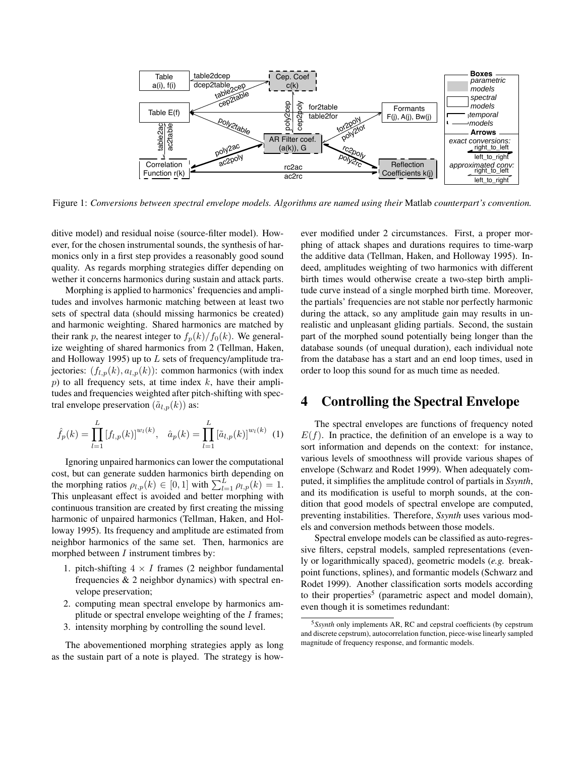Figure 1: *Conversions between spectral envelope models. Algorithms are named using their* Matlab *counterpart's convention.*

ditive model) and residual noise (source-filter model). However, for the chosen instrumental sounds, the synthesis of harmonics only in a first step provides a reasonably good sound quality. As regards morphing strategies differ depending on wether it concerns harmonics during sustain and attack parts.

Morphing is applied to harmonics' frequencies and amplitudes and involves harmonic matching between at least two sets of spectral data (should missing harmonics be created) and harmonic weighting. Shared harmonics are matched by their rank $p$, the nearest integer to $f_p(k)/f_0(k)$. We generalize weighting of shared harmonics from 2 (Tellman, Haken, and Holloway 1995) up to $L$ sets of frequency/amplitude trajectories: $(f_{l,p}(k), a_{l,p}(k))$: common harmonics (with index $p$) to all frequency sets, at time index $k$, have their amplitudes and frequencies weighted after pitch-shifting with spectral envelope preservation $(\tilde{a}_{l,p}(k))$ as:

$$\hat{f}_p(k) = \prod_{l=1}^{L} \left[f_{l,p}(k)\right]^{w_l(k)}, \quad \hat{a}_p(k) = \prod_{l=1}^{L} \left[\tilde{a}_{l,p}(k)\right]^{w_l(k)} \quad (1)$$

Ignoring unpaired harmonics can lower the computational cost, but can generate sudden harmonics birth depending on the morphing ratios $\rho_{l,p}(k) \in [0, 1]$ with $\sum_{l=1}^{L} \rho_{l,p}(k) = 1$. This unpleasant effect is avoided and better morphing with continuous transition are created by first creating the missing harmonic of unpaired harmonics (Tellman, Haken, and Holloway 1995). Its frequency and amplitude are estimated from neighbor harmonics of the same set. Then, harmonics are morphed between $I$ instrument timbres by:

1. pitch-shifting $4 \times I$ frames (2 neighbor fundamental frequencies & 2 neighbor dynamics) with spectral envelope preservation;
2. computing mean spectral envelope by harmonics amplitude or spectral envelope weighting of the $I$ frames;
3. intensity morphing by controlling the sound level.

The abovementioned morphing strategies apply as long as the sustain part of a note is played. The strategy is however modified under 2 circumstances. First, a proper morphing of attack shapes and durations requires to time-warp the additive data (Tellman, Haken, and Holloway 1995). Indeed, amplitudes weighting of two harmonics with different birth times would otherwise create a two-step birth amplitude curve instead of a single morphed birth time. Moreover, the partials' frequencies are not stable nor perfectly harmonic during the attack, so any amplitude gain may results in unrealistic and unpleasant gliding partials. Second, the sustain part of the morphed sound potentially being longer than the database sounds (of unequal duration), each individual note from the database has a start and an end loop times, used in order to loop this sound for as much time as needed.

# 4 Controlling the Spectral Envelope

The spectral envelopes are functions of frequency noted $E(f)$. In practice, the definition of an envelope is a way to sort information and depends on the context: for instance, various levels of smoothness will provide various shapes of envelope (Schwarz and Rodet 1999). When adequately computed, it simplifies the amplitude control of partials in *Ssynth*, and its modification is useful to morph sounds, at the condition that good models of spectral envelope are computed, preventing instabilities. Therefore, *Ssynth* uses various models and conversion methods between those models.

Spectral envelope models can be classified as auto-regressive filters, cepstral models, sampled representations (evenly or logarithmically spaced), geometric models (*e.g.* breakpoint functions, splines), and formantic models (Schwarz and Rodet 1999). Another classification sorts models according to their properties[5] (parametric aspect and model domain), even though it is sometimes redundant:

[5] *Ssynth* only implements AR, RC and cepstral coefficients (by cepstrum and discrete cepstrum), autocorrelation function, piece-wise linearly sampled magnitude of frequency response, and formantic models.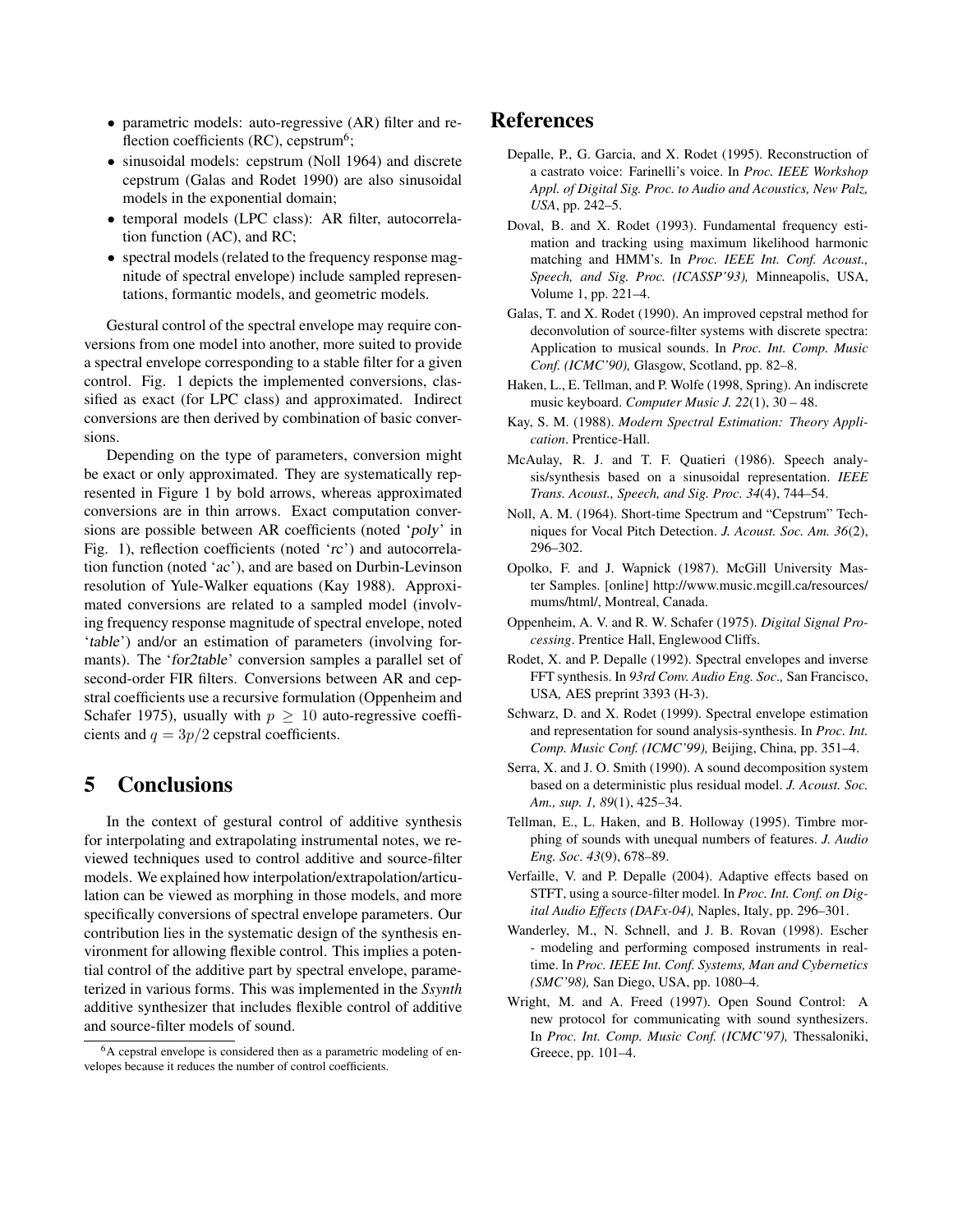- parametric models: auto-regressive (AR) filter and reflection coefficients (RC), cepstrum[6];
- sinusoidal models: cepstrum (Noll 1964) and discrete cepstrum (Galas and Rodet 1990) are also sinusoidal models in the exponential domain;
- temporal models (LPC class): AR filter, autocorrelation function (AC), and RC;
- spectral models (related to the frequency response magnitude of spectral envelope) include sampled representations, formantic models, and geometric models.

Gestural control of the spectral envelope may require conversions from one model into another, more suited to provide a spectral envelope corresponding to a stable filter for a given control. Fig. 1 depicts the implemented conversions, classified as exact (for LPC class) and approximated. Indirect conversions are then derived by combination of basic conversions.

Depending on the type of parameters, conversion might be exact or only approximated. They are systematically represented in Figure 1 by bold arrows, whereas approximated conversions are in thin arrows. Exact computation conversions are possible between AR coefficients (noted '*poly*' in Fig. 1), reflection coefficients (noted '*rc*') and autocorrelation function (noted '*ac*'), and are based on Durbin-Levinson resolution of Yule-Walker equations (Kay 1988). Approximated conversions are related to a sampled model (involving frequency response magnitude of spectral envelope, noted '*table*') and/or an estimation of parameters (involving formants). The '*for2table*' conversion samples a parallel set of second-order FIR filters. Conversions between AR and cepstral coefficients use a recursive formulation (Oppenheim and Schafer 1975), usually with $p \geq 10$ auto-regressive coefficients and $q = 3p/2$ cepstral coefficients.

# 5 Conclusions

In the context of gestural control of additive synthesis for interpolating and extrapolating instrumental notes, we reviewed techniques used to control additive and source-filter models. We explained how interpolation/extrapolation/articulation can be viewed as morphing in those models, and more specifically conversions of spectral envelope parameters. Our contribution lies in the systematic design of the synthesis environment for allowing flexible control. This implies a potential control of the additive part by spectral envelope, parameterized in various forms. This was implemented in the *Ssynth* additive synthesizer that includes flexible control of additive and source-filter models of sound.

[6] A cepstral envelope is considered then as a parametric modeling of envelopes because it reduces the number of control coefficients.

# References

Depalle, P., G. Garcia, and X. Rodet (1995). Reconstruction of a castrato voice: Farinelli's voice. In *Proc. IEEE Workshop Appl. of Digital Sig. Proc. to Audio and Acoustics, New Palz, USA*, pp. 242–5.

Doval, B. and X. Rodet (1993). Fundamental frequency estimation and tracking using maximum likelihood harmonic matching and HMM's. In *Proc. IEEE Int. Conf. Acoust., Speech, and Sig. Proc. (ICASSP'93),* Minneapolis, USA, Volume 1, pp. 221–4.

Galas, T. and X. Rodet (1990). An improved cepstral method for deconvolution of source-filter systems with discrete spectra: Application to musical sounds. In *Proc. Int. Comp. Music Conf. (ICMC'90),* Glasgow, Scotland, pp. 82–8.

Haken, L., E. Tellman, and P. Wolfe (1998, Spring). An indiscrete music keyboard. *Computer Music J. 22*(1), 30 – 48.

Kay, S. M. (1988). *Modern Spectral Estimation: Theory Application*. Prentice-Hall.

McAulay, R. J. and T. F. Quatieri (1986). Speech analysis/synthesis based on a sinusoidal representation. *IEEE Trans. Acoust., Speech, and Sig. Proc. 34*(4), 744–54.

Noll, A. M. (1964). Short-time Spectrum and "Cepstrum" Techniques for Vocal Pitch Detection. *J. Acoust. Soc. Am. 36*(2), 296–302.

Opolko, F. and J. Wapnick (1987). McGill University Master Samples. [online] http://www.music.mcgill.ca/resources/mums/html/, Montreal, Canada.

Oppenheim, A. V. and R. W. Schafer (1975). *Digital Signal Processing*. Prentice Hall, Englewood Cliffs.

Rodet, X. and P. Depalle (1992). Spectral envelopes and inverse FFT synthesis. In *93rd Conv. Audio Eng. Soc.,* San Francisco, USA, AES preprint 3393 (H-3).

Schwarz, D. and X. Rodet (1999). Spectral envelope estimation and representation for sound analysis-synthesis. In *Proc. Int. Comp. Music Conf. (ICMC'99),* Beijing, China, pp. 351–4.

Serra, X. and J. O. Smith (1990). A sound decomposition system based on a deterministic plus residual model. *J. Acoust. Soc. Am., sup. 1, 89*(1), 425–34.

Tellman, E., L. Haken, and B. Holloway (1995). Timbre morphing of sounds with unequal numbers of features. *J. Audio Eng. Soc. 43*(9), 678–89.

Verfaille, V. and P. Depalle (2004). Adaptive effects based on STFT, using a source-filter model. In *Proc. Int. Conf. on Digital Audio Effects (DAFx-04),* Naples, Italy, pp. 296–301.

Wanderley, M., N. Schnell, and J. B. Rovan (1998). Escher - modeling and performing composed instruments in real-time. In *Proc. IEEE Int. Conf. Systems, Man and Cybernetics (SMC'98),* San Diego, USA, pp. 1080–4.

Wright, M. and A. Freed (1997). Open Sound Control: A new protocol for communicating with sound synthesizers. In *Proc. Int. Comp. Music Conf. (ICMC'97),* Thessaloniki, Greece, pp. 101–4.